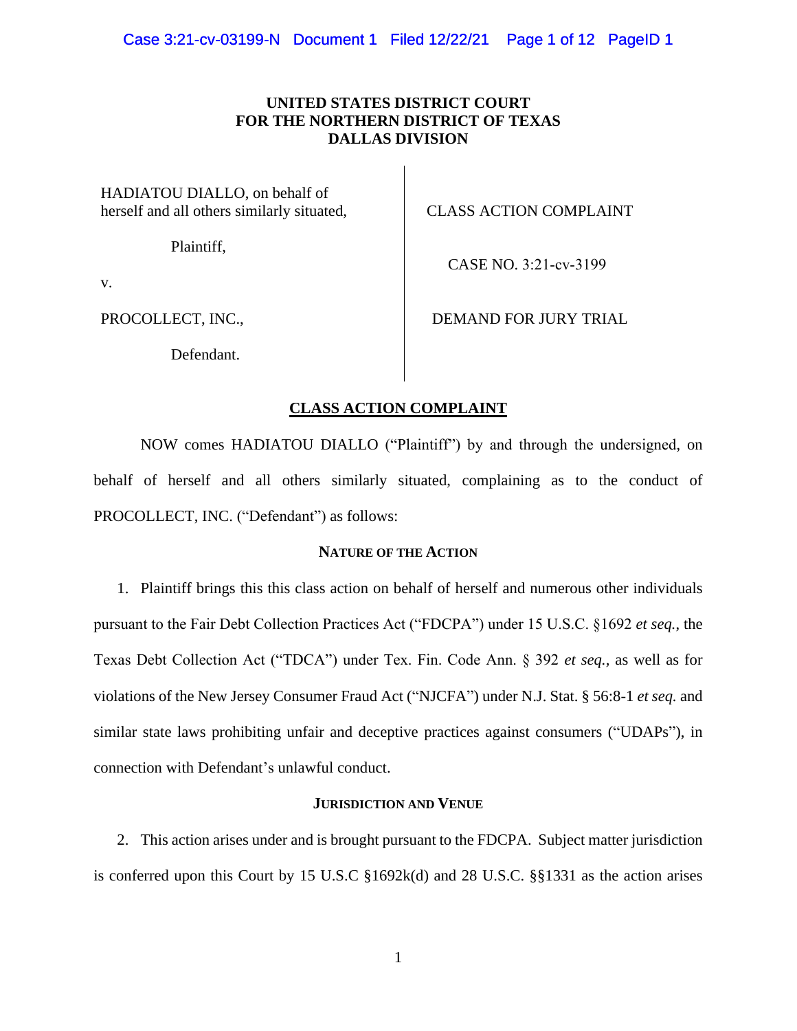# UNITED STATES DISTRICT COURT
# FOR THE NORTHERN DISTRICT OF TEXAS
# DALLAS DIVISION

| | |
|---|---|
| HADIATOU DIALLO, on behalf of herself and all others similarly situated,<br><br>Plaintiff,<br><br>v.<br><br>PROCOLLECT, INC.,<br><br>Defendant. | CLASS ACTION COMPLAINT<br><br>CASE NO. 3:21-cv-3199<br><br>DEMAND FOR JURY TRIAL |

## CLASS ACTION COMPLAINT

NOW comes HADIATOU DIALLO ("Plaintiff") by and through the undersigned, on behalf of herself and all others similarly situated, complaining as to the conduct of PROCOLLECT, INC. ("Defendant") as follows:

### NATURE OF THE ACTION

1. Plaintiff brings this this class action on behalf of herself and numerous other individuals pursuant to the Fair Debt Collection Practices Act ("FDCPA") under 15 U.S.C. §1692 *et seq.*, the Texas Debt Collection Act ("TDCA") under Tex. Fin. Code Ann. § 392 *et seq.*, as well as for violations of the New Jersey Consumer Fraud Act ("NJCFA") under N.J. Stat. § 56:8-1 *et seq.* and similar state laws prohibiting unfair and deceptive practices against consumers ("UDAPs"), in connection with Defendant's unlawful conduct.

### JURISDICTION AND VENUE

2. This action arises under and is brought pursuant to the FDCPA. Subject matter jurisdiction is conferred upon this Court by 15 U.S.C §1692k(d) and 28 U.S.C. §§1331 as the action arises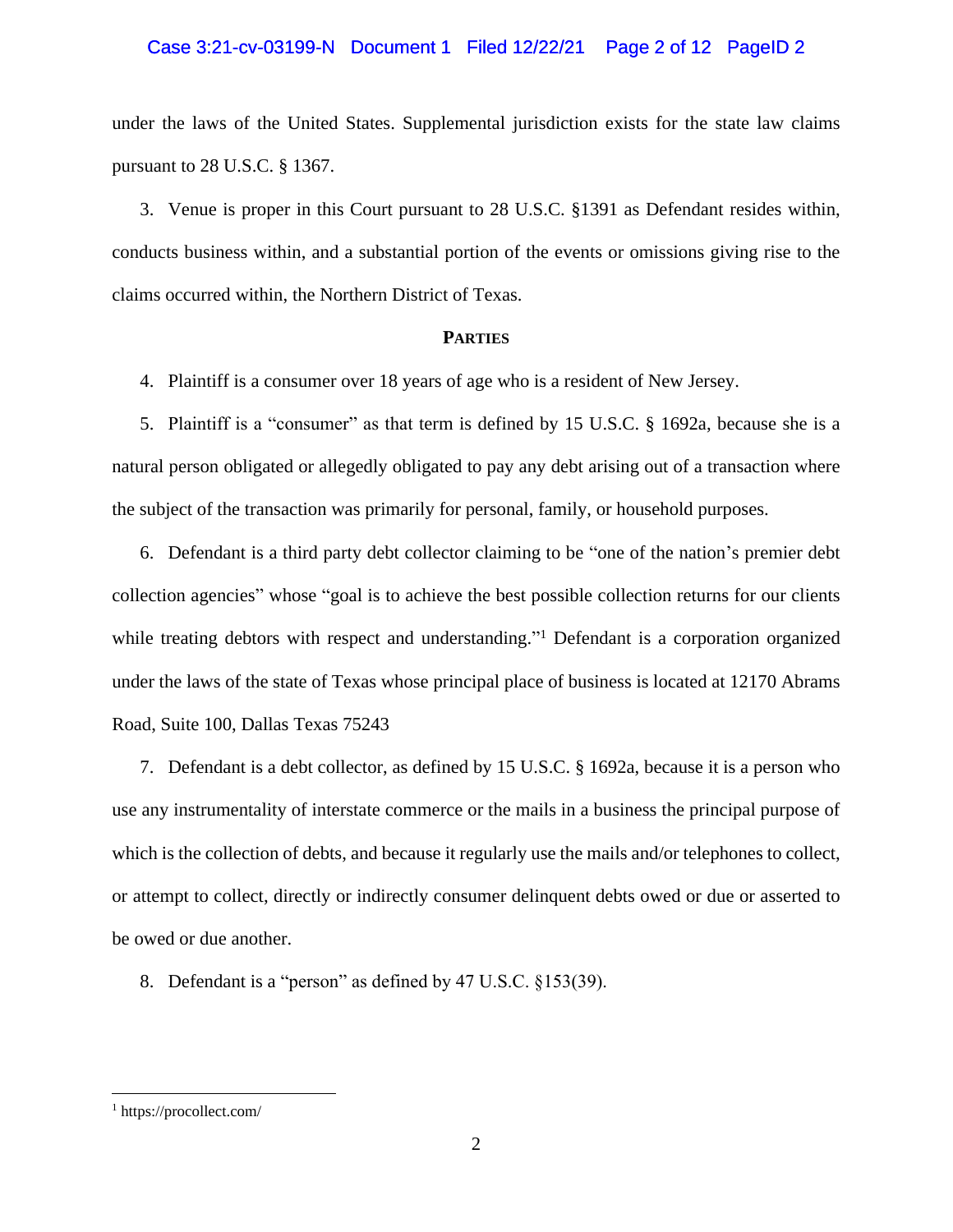under the laws of the United States. Supplemental jurisdiction exists for the state law claims pursuant to 28 U.S.C. § 1367.

3. Venue is proper in this Court pursuant to 28 U.S.C. §1391 as Defendant resides within, conducts business within, and a substantial portion of the events or omissions giving rise to the claims occurred within, the Northern District of Texas.

**PARTIES**

4. Plaintiff is a consumer over 18 years of age who is a resident of New Jersey.

5. Plaintiff is a "consumer" as that term is defined by 15 U.S.C. § 1692a, because she is a natural person obligated or allegedly obligated to pay any debt arising out of a transaction where the subject of the transaction was primarily for personal, family, or household purposes.

6. Defendant is a third party debt collector claiming to be "one of the nation's premier debt collection agencies" whose "goal is to achieve the best possible collection returns for our clients while treating debtors with respect and understanding."[1] Defendant is a corporation organized under the laws of the state of Texas whose principal place of business is located at 12170 Abrams Road, Suite 100, Dallas Texas 75243

7. Defendant is a debt collector, as defined by 15 U.S.C. § 1692a, because it is a person who use any instrumentality of interstate commerce or the mails in a business the principal purpose of which is the collection of debts, and because it regularly use the mails and/or telephones to collect, or attempt to collect, directly or indirectly consumer delinquent debts owed or due or asserted to be owed or due another.

8. Defendant is a "person" as defined by 47 U.S.C. §153(39).

---

[1] https://procollect.com/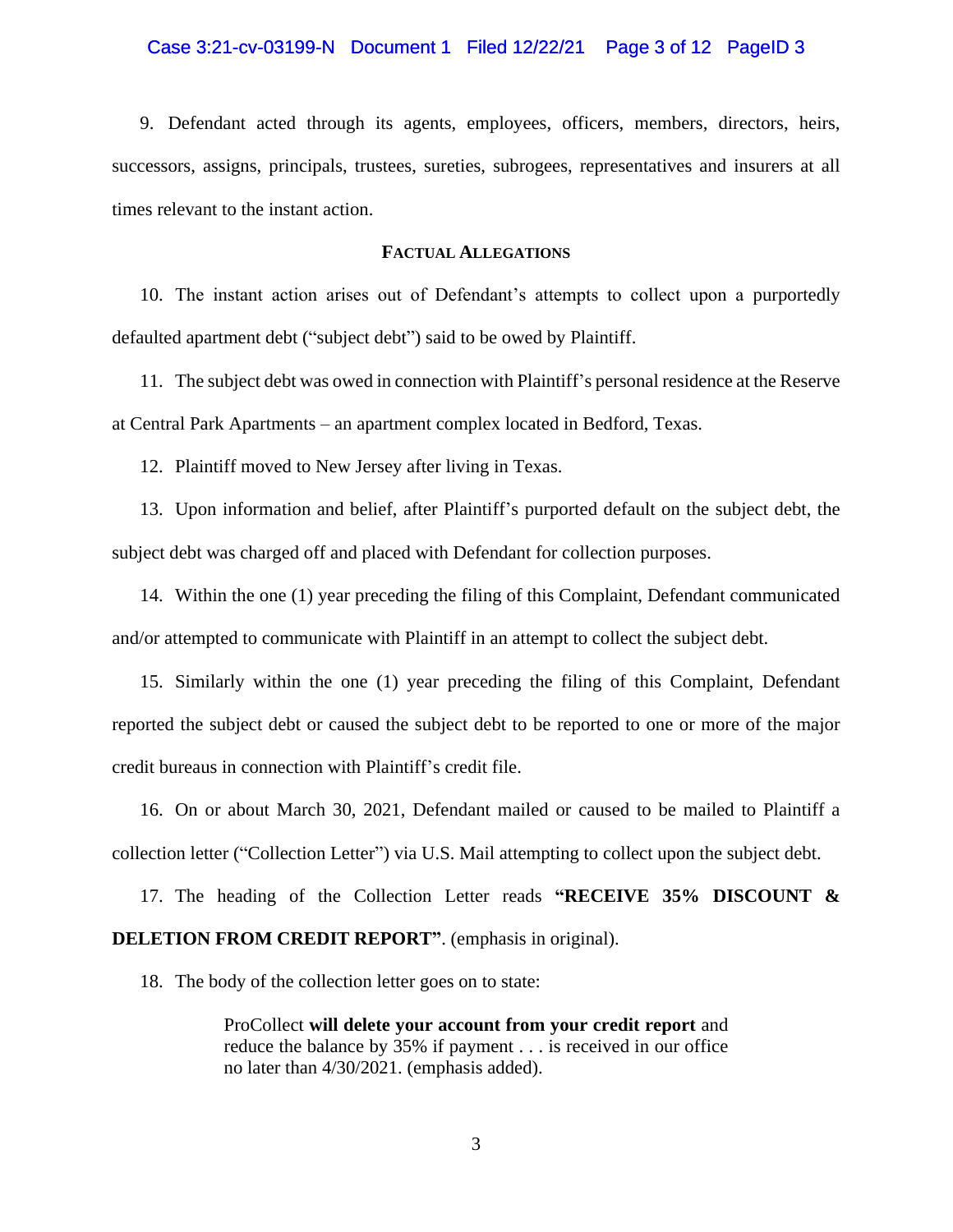9. Defendant acted through its agents, employees, officers, members, directors, heirs, successors, assigns, principals, trustees, sureties, subrogees, representatives and insurers at all times relevant to the instant action.

## FACTUAL ALLEGATIONS

10. The instant action arises out of Defendant's attempts to collect upon a purportedly defaulted apartment debt ("subject debt") said to be owed by Plaintiff.

11. The subject debt was owed in connection with Plaintiff's personal residence at the Reserve at Central Park Apartments – an apartment complex located in Bedford, Texas.

12. Plaintiff moved to New Jersey after living in Texas.

13. Upon information and belief, after Plaintiff's purported default on the subject debt, the subject debt was charged off and placed with Defendant for collection purposes.

14. Within the one (1) year preceding the filing of this Complaint, Defendant communicated and/or attempted to communicate with Plaintiff in an attempt to collect the subject debt.

15. Similarly within the one (1) year preceding the filing of this Complaint, Defendant reported the subject debt or caused the subject debt to be reported to one or more of the major credit bureaus in connection with Plaintiff's credit file.

16. On or about March 30, 2021, Defendant mailed or caused to be mailed to Plaintiff a collection letter ("Collection Letter") via U.S. Mail attempting to collect upon the subject debt.

17. The heading of the Collection Letter reads **"RECEIVE 35% DISCOUNT & DELETION FROM CREDIT REPORT"**. (emphasis in original).

18. The body of the collection letter goes on to state:

> ProCollect **will delete your account from your credit report** and reduce the balance by 35% if payment . . . is received in our office no later than 4/30/2021. (emphasis added).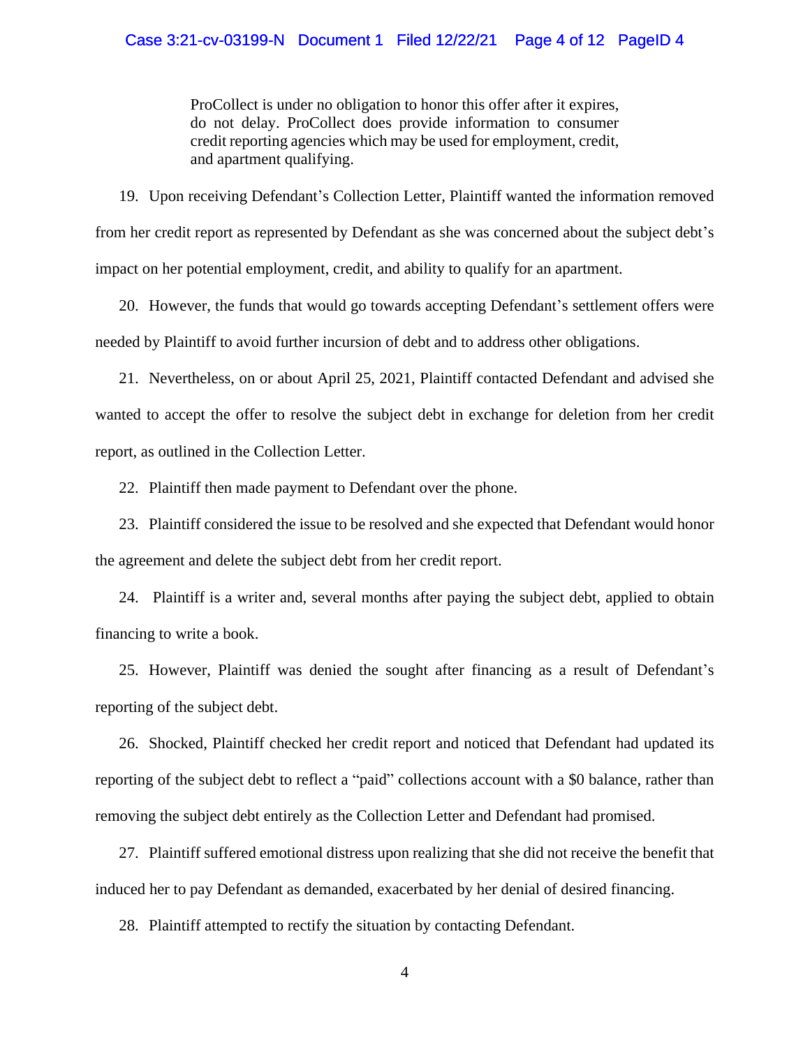> ProCollect is under no obligation to honor this offer after it expires, do not delay. ProCollect does provide information to consumer credit reporting agencies which may be used for employment, credit, and apartment qualifying.

19. Upon receiving Defendant's Collection Letter, Plaintiff wanted the information removed from her credit report as represented by Defendant as she was concerned about the subject debt's impact on her potential employment, credit, and ability to qualify for an apartment.

20. However, the funds that would go towards accepting Defendant's settlement offers were needed by Plaintiff to avoid further incursion of debt and to address other obligations.

21. Nevertheless, on or about April 25, 2021, Plaintiff contacted Defendant and advised she wanted to accept the offer to resolve the subject debt in exchange for deletion from her credit report, as outlined in the Collection Letter.

22. Plaintiff then made payment to Defendant over the phone.

23. Plaintiff considered the issue to be resolved and she expected that Defendant would honor the agreement and delete the subject debt from her credit report.

24. Plaintiff is a writer and, several months after paying the subject debt, applied to obtain financing to write a book.

25. However, Plaintiff was denied the sought after financing as a result of Defendant's reporting of the subject debt.

26. Shocked, Plaintiff checked her credit report and noticed that Defendant had updated its reporting of the subject debt to reflect a "paid" collections account with a $0 balance, rather than removing the subject debt entirely as the Collection Letter and Defendant had promised.

27. Plaintiff suffered emotional distress upon realizing that she did not receive the benefit that induced her to pay Defendant as demanded, exacerbated by her denial of desired financing.

28. Plaintiff attempted to rectify the situation by contacting Defendant.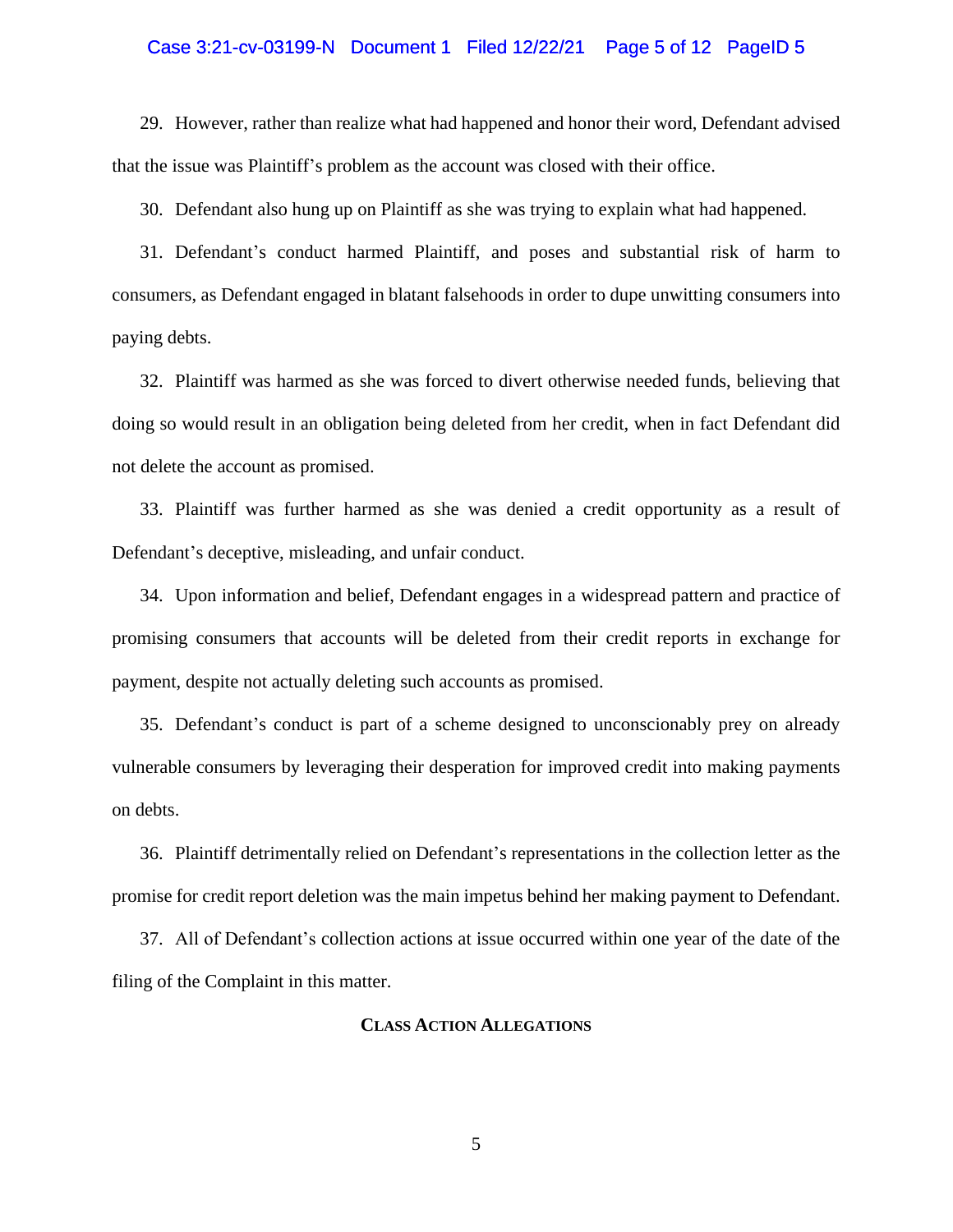29. However, rather than realize what had happened and honor their word, Defendant advised that the issue was Plaintiff's problem as the account was closed with their office.

30. Defendant also hung up on Plaintiff as she was trying to explain what had happened.

31. Defendant's conduct harmed Plaintiff, and poses and substantial risk of harm to consumers, as Defendant engaged in blatant falsehoods in order to dupe unwitting consumers into paying debts.

32. Plaintiff was harmed as she was forced to divert otherwise needed funds, believing that doing so would result in an obligation being deleted from her credit, when in fact Defendant did not delete the account as promised.

33. Plaintiff was further harmed as she was denied a credit opportunity as a result of Defendant's deceptive, misleading, and unfair conduct.

34. Upon information and belief, Defendant engages in a widespread pattern and practice of promising consumers that accounts will be deleted from their credit reports in exchange for payment, despite not actually deleting such accounts as promised.

35. Defendant's conduct is part of a scheme designed to unconscionably prey on already vulnerable consumers by leveraging their desperation for improved credit into making payments on debts.

36. Plaintiff detrimentally relied on Defendant's representations in the collection letter as the promise for credit report deletion was the main impetus behind her making payment to Defendant.

37. All of Defendant's collection actions at issue occurred within one year of the date of the filing of the Complaint in this matter.

## CLASS ACTION ALLEGATIONS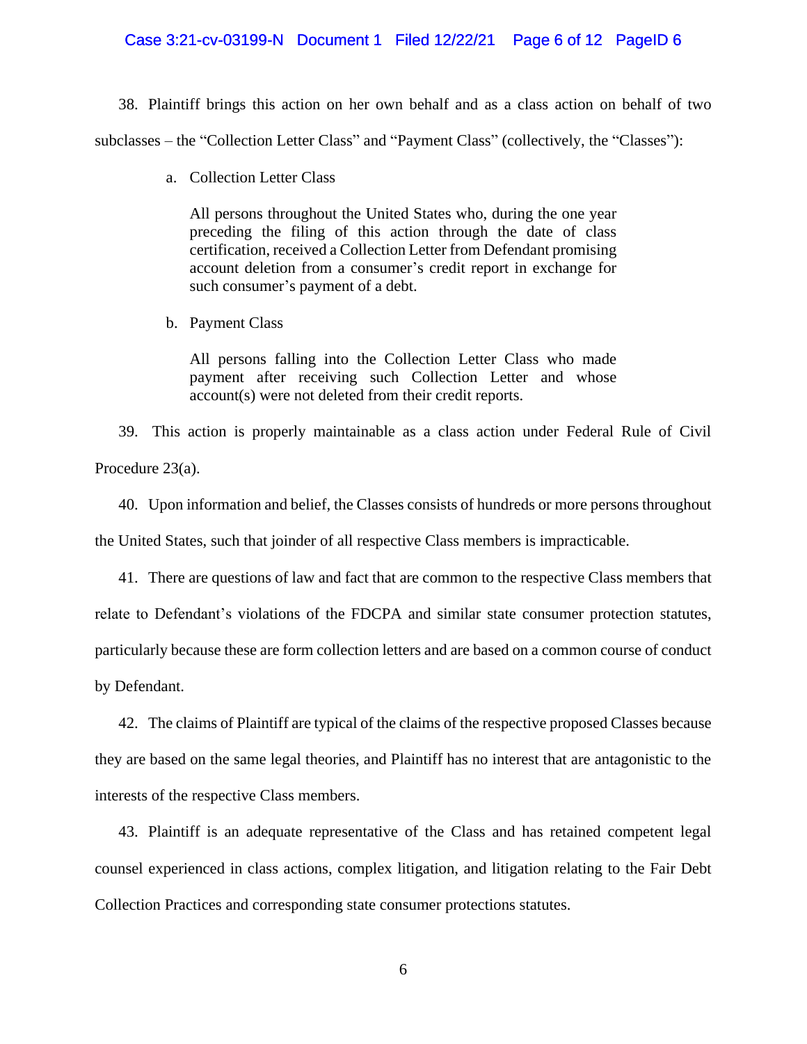38. Plaintiff brings this action on her own behalf and as a class action on behalf of two subclasses – the "Collection Letter Class" and "Payment Class" (collectively, the "Classes"):

a. Collection Letter Class

> All persons throughout the United States who, during the one year preceding the filing of this action through the date of class certification, received a Collection Letter from Defendant promising account deletion from a consumer's credit report in exchange for such consumer's payment of a debt.

b. Payment Class

> All persons falling into the Collection Letter Class who made payment after receiving such Collection Letter and whose account(s) were not deleted from their credit reports.

39. This action is properly maintainable as a class action under Federal Rule of Civil Procedure 23(a).

40. Upon information and belief, the Classes consists of hundreds or more persons throughout the United States, such that joinder of all respective Class members is impracticable.

41. There are questions of law and fact that are common to the respective Class members that relate to Defendant's violations of the FDCPA and similar state consumer protection statutes, particularly because these are form collection letters and are based on a common course of conduct by Defendant.

42. The claims of Plaintiff are typical of the claims of the respective proposed Classes because they are based on the same legal theories, and Plaintiff has no interest that are antagonistic to the interests of the respective Class members.

43. Plaintiff is an adequate representative of the Class and has retained competent legal counsel experienced in class actions, complex litigation, and litigation relating to the Fair Debt Collection Practices and corresponding state consumer protections statutes.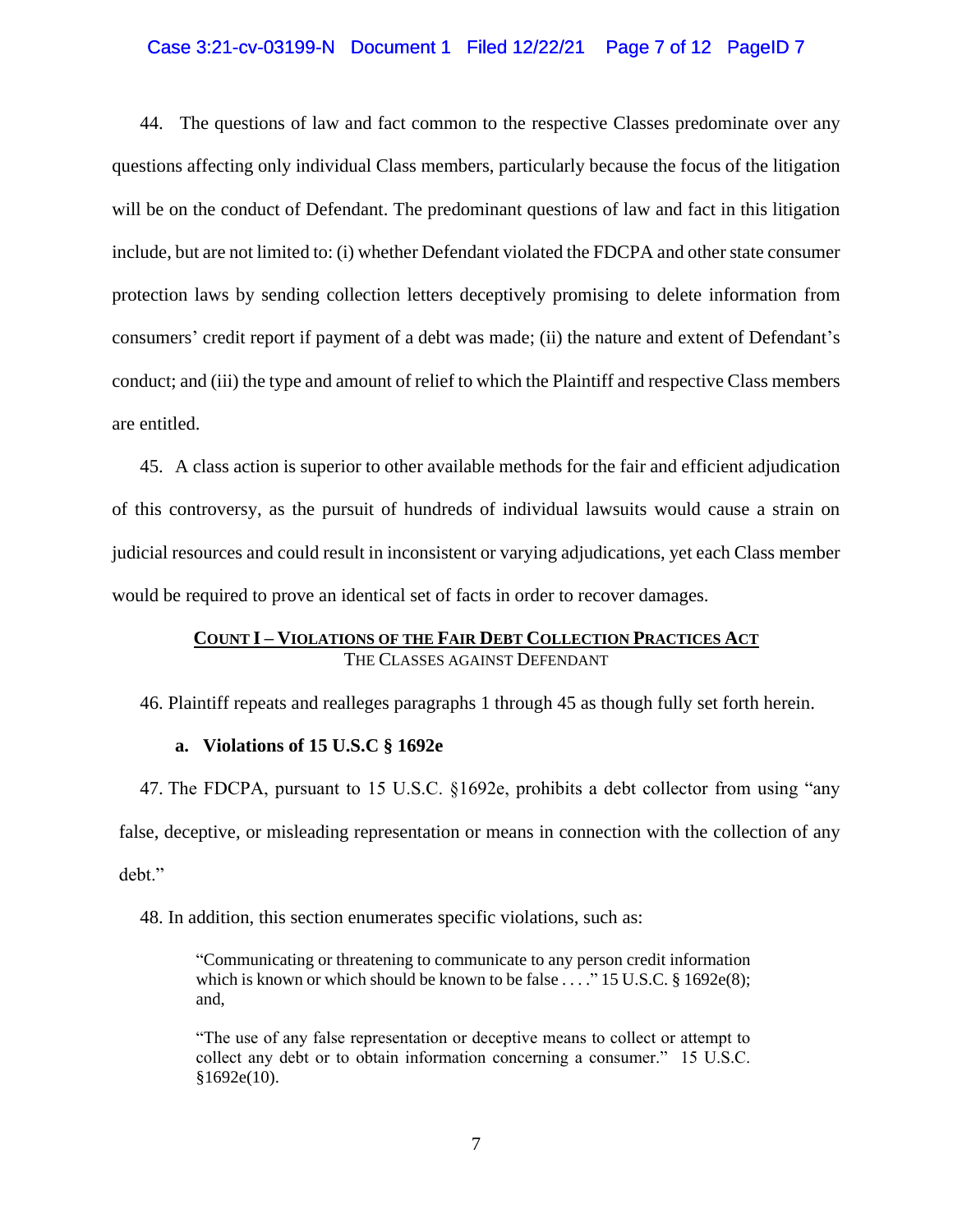44. The questions of law and fact common to the respective Classes predominate over any questions affecting only individual Class members, particularly because the focus of the litigation will be on the conduct of Defendant. The predominant questions of law and fact in this litigation include, but are not limited to: (i) whether Defendant violated the FDCPA and other state consumer protection laws by sending collection letters deceptively promising to delete information from consumers' credit report if payment of a debt was made; (ii) the nature and extent of Defendant's conduct; and (iii) the type and amount of relief to which the Plaintiff and respective Class members are entitled.

45. A class action is superior to other available methods for the fair and efficient adjudication of this controversy, as the pursuit of hundreds of individual lawsuits would cause a strain on judicial resources and could result in inconsistent or varying adjudications, yet each Class member would be required to prove an identical set of facts in order to recover damages.

## COUNT I – VIOLATIONS OF THE FAIR DEBT COLLECTION PRACTICES ACT

THE CLASSES AGAINST DEFENDANT

46. Plaintiff repeats and realleges paragraphs 1 through 45 as though fully set forth herein.

**a. Violations of 15 U.S.C § 1692e**

47. The FDCPA, pursuant to 15 U.S.C. §1692e, prohibits a debt collector from using "any false, deceptive, or misleading representation or means in connection with the collection of any debt."

48. In addition, this section enumerates specific violations, such as:

> "Communicating or threatening to communicate to any person credit information which is known or which should be known to be false . . . ." 15 U.S.C. § 1692e(8); and,
>
> "The use of any false representation or deceptive means to collect or attempt to collect any debt or to obtain information concerning a consumer." 15 U.S.C. §1692e(10).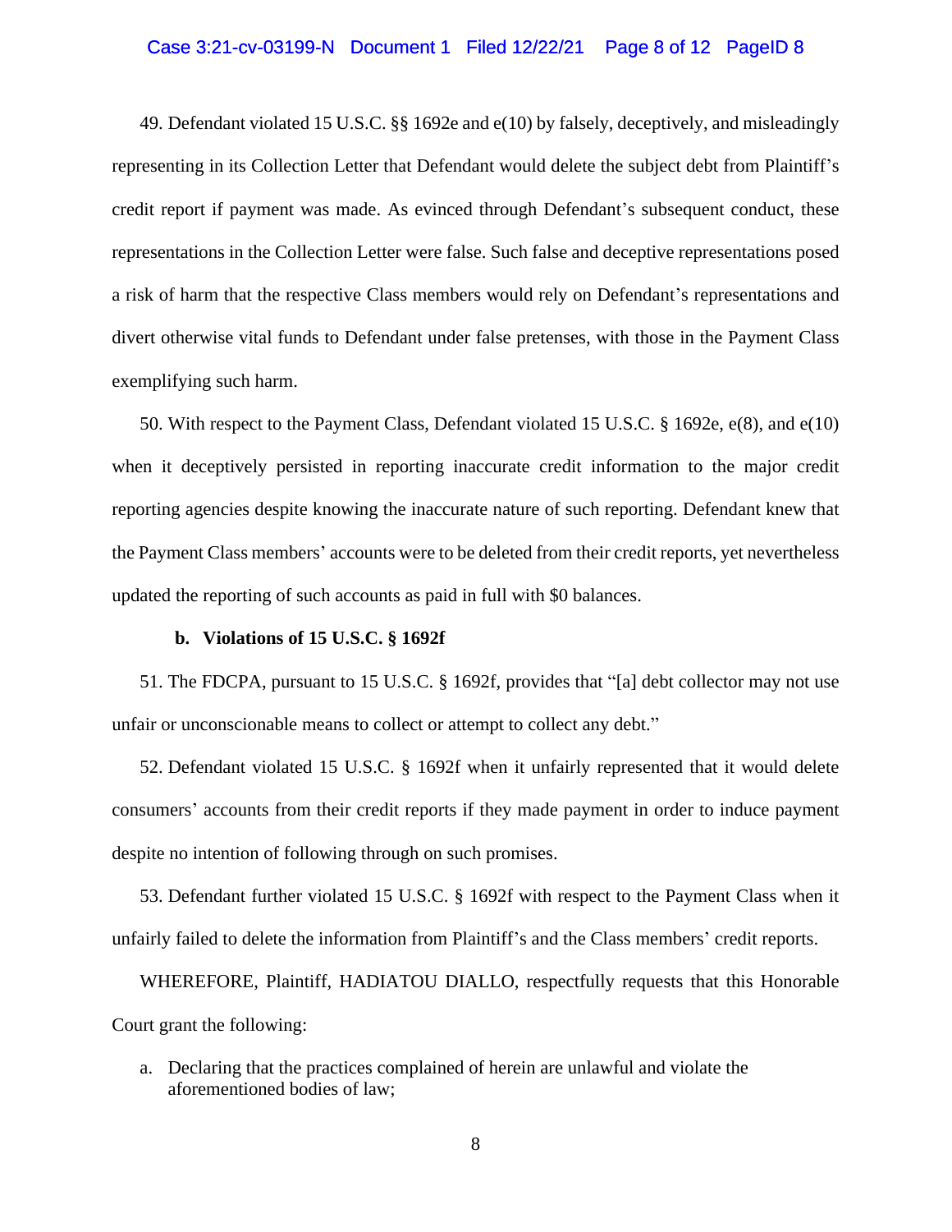49. Defendant violated 15 U.S.C. §§ 1692e and e(10) by falsely, deceptively, and misleadingly representing in its Collection Letter that Defendant would delete the subject debt from Plaintiff's credit report if payment was made. As evinced through Defendant's subsequent conduct, these representations in the Collection Letter were false. Such false and deceptive representations posed a risk of harm that the respective Class members would rely on Defendant's representations and divert otherwise vital funds to Defendant under false pretenses, with those in the Payment Class exemplifying such harm.

50. With respect to the Payment Class, Defendant violated 15 U.S.C. § 1692e, e(8), and e(10) when it deceptively persisted in reporting inaccurate credit information to the major credit reporting agencies despite knowing the inaccurate nature of such reporting. Defendant knew that the Payment Class members' accounts were to be deleted from their credit reports, yet nevertheless updated the reporting of such accounts as paid in full with $0 balances.

**b. Violations of 15 U.S.C. § 1692f**

51. The FDCPA, pursuant to 15 U.S.C. § 1692f, provides that "[a] debt collector may not use unfair or unconscionable means to collect or attempt to collect any debt."

52. Defendant violated 15 U.S.C. § 1692f when it unfairly represented that it would delete consumers' accounts from their credit reports if they made payment in order to induce payment despite no intention of following through on such promises.

53. Defendant further violated 15 U.S.C. § 1692f with respect to the Payment Class when it unfairly failed to delete the information from Plaintiff's and the Class members' credit reports.

WHEREFORE, Plaintiff, HADIATOU DIALLO, respectfully requests that this Honorable Court grant the following:

a. Declaring that the practices complained of herein are unlawful and violate the aforementioned bodies of law;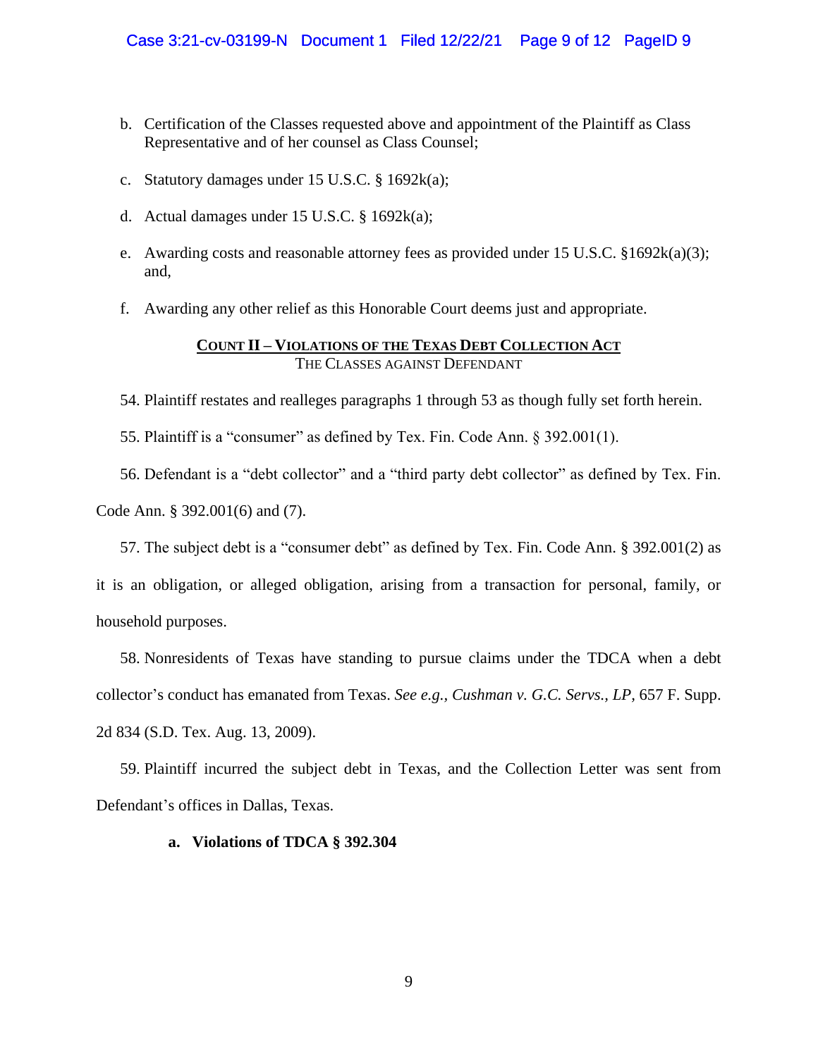b. Certification of the Classes requested above and appointment of the Plaintiff as Class Representative and of her counsel as Class Counsel;

c. Statutory damages under 15 U.S.C. § 1692k(a);

d. Actual damages under 15 U.S.C. § 1692k(a);

e. Awarding costs and reasonable attorney fees as provided under 15 U.S.C. §1692k(a)(3); and,

f. Awarding any other relief as this Honorable Court deems just and appropriate.

## COUNT II – VIOLATIONS OF THE TEXAS DEBT COLLECTION ACT

THE CLASSES AGAINST DEFENDANT

54. Plaintiff restates and realleges paragraphs 1 through 53 as though fully set forth herein.

55. Plaintiff is a "consumer" as defined by Tex. Fin. Code Ann. § 392.001(1).

56. Defendant is a "debt collector" and a "third party debt collector" as defined by Tex. Fin. Code Ann. § 392.001(6) and (7).

57. The subject debt is a "consumer debt" as defined by Tex. Fin. Code Ann. § 392.001(2) as it is an obligation, or alleged obligation, arising from a transaction for personal, family, or household purposes.

58. Nonresidents of Texas have standing to pursue claims under the TDCA when a debt collector's conduct has emanated from Texas. *See e.g., Cushman v. G.C. Servs., LP*, 657 F. Supp. 2d 834 (S.D. Tex. Aug. 13, 2009).

59. Plaintiff incurred the subject debt in Texas, and the Collection Letter was sent from Defendant's offices in Dallas, Texas.

**a. Violations of TDCA § 392.304**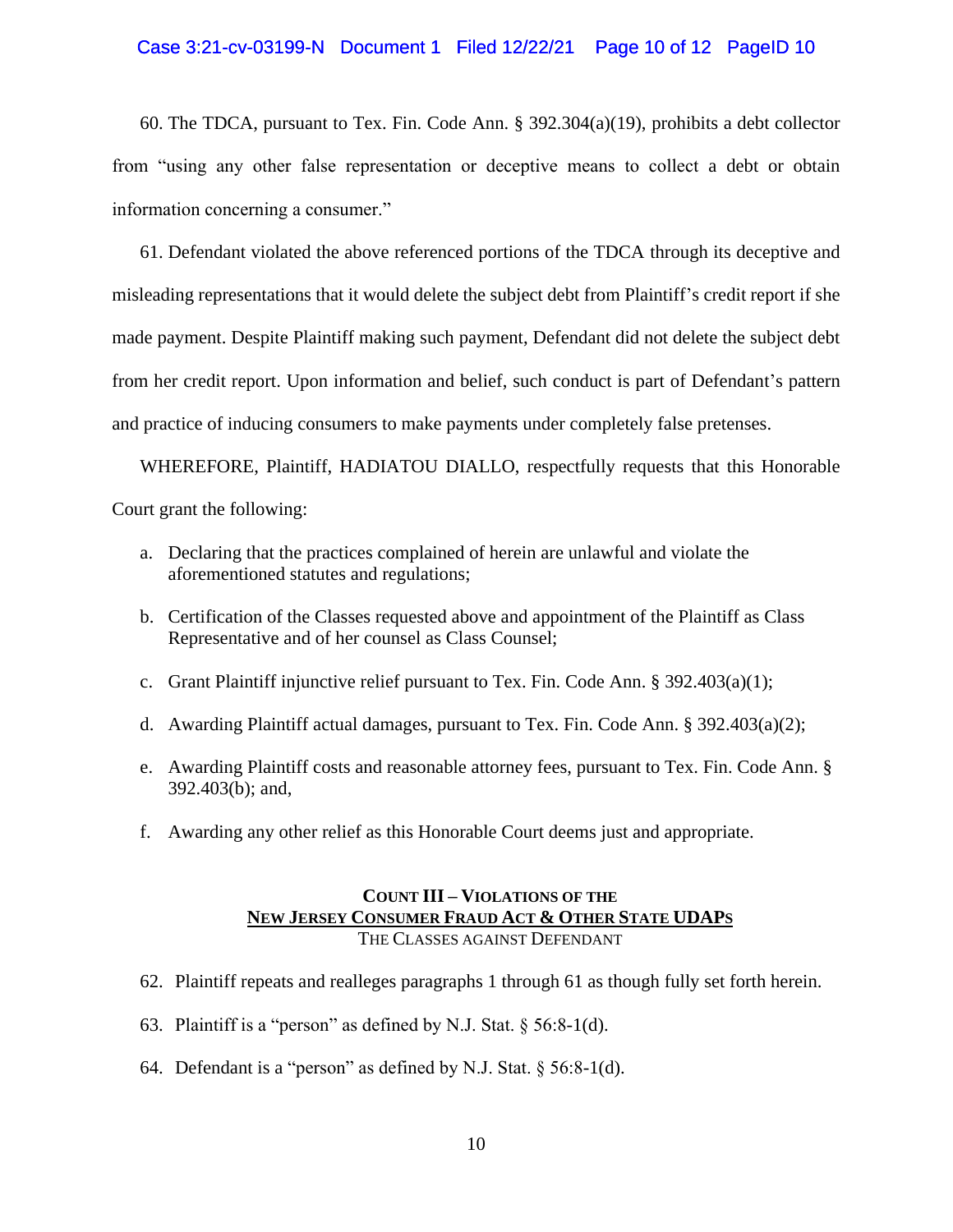60. The TDCA, pursuant to Tex. Fin. Code Ann. § 392.304(a)(19), prohibits a debt collector from "using any other false representation or deceptive means to collect a debt or obtain information concerning a consumer."

61. Defendant violated the above referenced portions of the TDCA through its deceptive and misleading representations that it would delete the subject debt from Plaintiff's credit report if she made payment. Despite Plaintiff making such payment, Defendant did not delete the subject debt from her credit report. Upon information and belief, such conduct is part of Defendant's pattern and practice of inducing consumers to make payments under completely false pretenses.

WHEREFORE, Plaintiff, HADIATOU DIALLO, respectfully requests that this Honorable Court grant the following:

a. Declaring that the practices complained of herein are unlawful and violate the aforementioned statutes and regulations;

b. Certification of the Classes requested above and appointment of the Plaintiff as Class Representative and of her counsel as Class Counsel;

c. Grant Plaintiff injunctive relief pursuant to Tex. Fin. Code Ann. § 392.403(a)(1);

d. Awarding Plaintiff actual damages, pursuant to Tex. Fin. Code Ann. § 392.403(a)(2);

e. Awarding Plaintiff costs and reasonable attorney fees, pursuant to Tex. Fin. Code Ann. § 392.403(b); and,

f. Awarding any other relief as this Honorable Court deems just and appropriate.

**COUNT III – VIOLATIONS OF THE**
**NEW JERSEY CONSUMER FRAUD ACT & OTHER STATE UDAPS**
THE CLASSES AGAINST DEFENDANT

62. Plaintiff repeats and realleges paragraphs 1 through 61 as though fully set forth herein.

63. Plaintiff is a "person" as defined by N.J. Stat. § 56:8-1(d).

64. Defendant is a "person" as defined by N.J. Stat. § 56:8-1(d).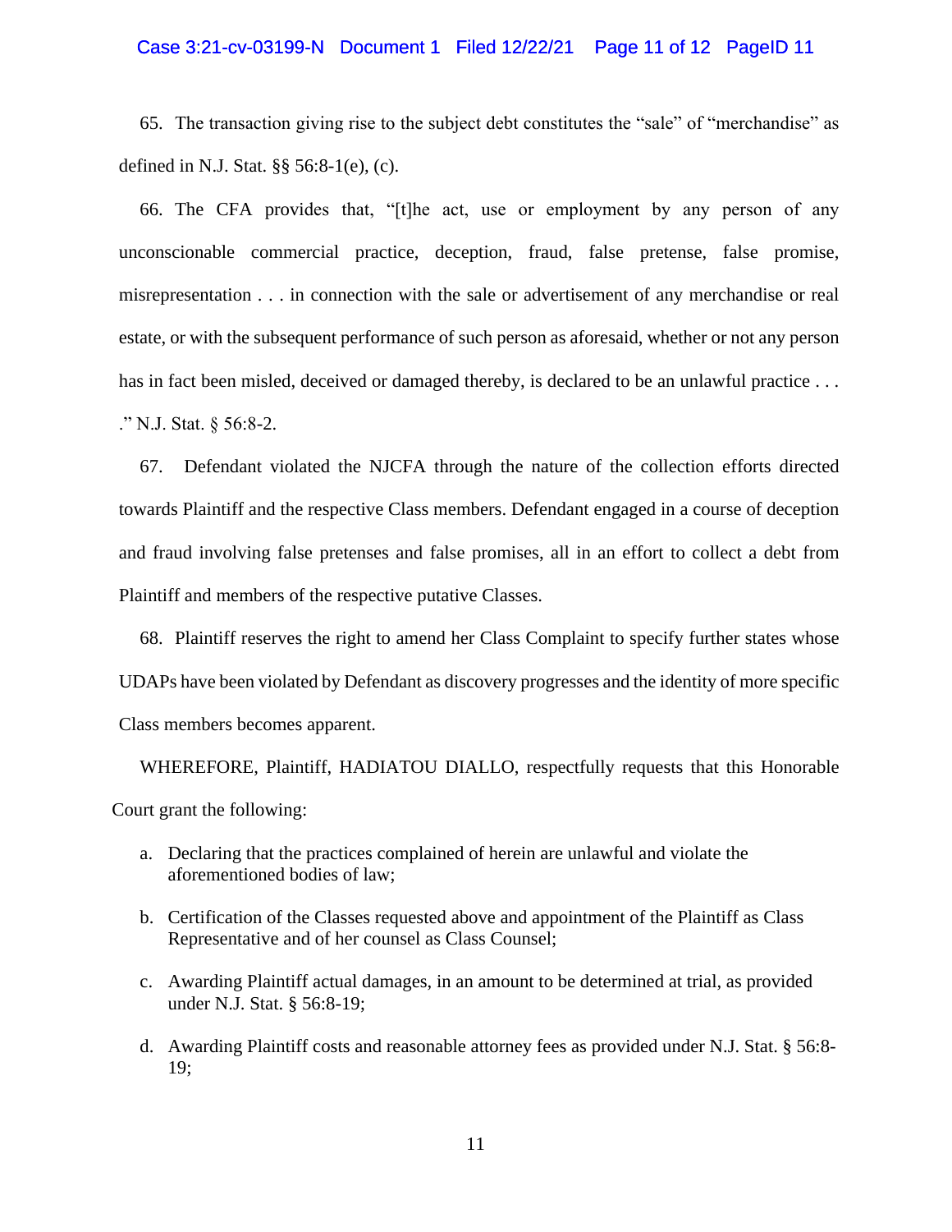65. The transaction giving rise to the subject debt constitutes the "sale" of "merchandise" as defined in N.J. Stat. §§ 56:8-1(e), (c).

66. The CFA provides that, "[t]he act, use or employment by any person of any unconscionable commercial practice, deception, fraud, false pretense, false promise, misrepresentation . . . in connection with the sale or advertisement of any merchandise or real estate, or with the subsequent performance of such person as aforesaid, whether or not any person has in fact been misled, deceived or damaged thereby, is declared to be an unlawful practice . . . ." N.J. Stat. § 56:8-2.

67. Defendant violated the NJCFA through the nature of the collection efforts directed towards Plaintiff and the respective Class members. Defendant engaged in a course of deception and fraud involving false pretenses and false promises, all in an effort to collect a debt from Plaintiff and members of the respective putative Classes.

68. Plaintiff reserves the right to amend her Class Complaint to specify further states whose UDAPs have been violated by Defendant as discovery progresses and the identity of more specific Class members becomes apparent.

WHEREFORE, Plaintiff, HADIATOU DIALLO, respectfully requests that this Honorable Court grant the following:

a. Declaring that the practices complained of herein are unlawful and violate the aforementioned bodies of law;

b. Certification of the Classes requested above and appointment of the Plaintiff as Class Representative and of her counsel as Class Counsel;

c. Awarding Plaintiff actual damages, in an amount to be determined at trial, as provided under N.J. Stat. § 56:8-19;

d. Awarding Plaintiff costs and reasonable attorney fees as provided under N.J. Stat. § 56:8-19;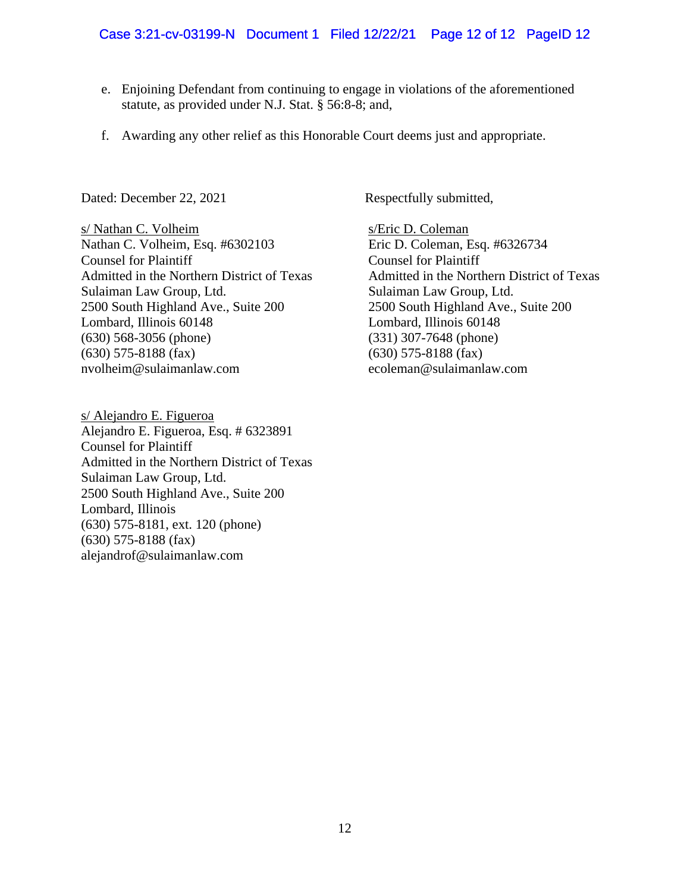e. Enjoining Defendant from continuing to engage in violations of the aforementioned statute, as provided under N.J. Stat. § 56:8-8; and,

f. Awarding any other relief as this Honorable Court deems just and appropriate.

Dated: December 22, 2021

Respectfully submitted,

s/ Nathan C. Volheim
Nathan C. Volheim, Esq. #6302103
Counsel for Plaintiff
Admitted in the Northern District of Texas
Sulaiman Law Group, Ltd.
2500 South Highland Ave., Suite 200
Lombard, Illinois 60148
(630) 568-3056 (phone)
(630) 575-8188 (fax)
nvolheim@sulaimanlaw.com

s/Eric D. Coleman
Eric D. Coleman, Esq. #6326734
Counsel for Plaintiff
Admitted in the Northern District of Texas
Sulaiman Law Group, Ltd.
2500 South Highland Ave., Suite 200
Lombard, Illinois 60148
(331) 307-7648 (phone)
(630) 575-8188 (fax)
ecoleman@sulaimanlaw.com

s/ Alejandro E. Figueroa
Alejandro E. Figueroa, Esq. # 6323891
Counsel for Plaintiff
Admitted in the Northern District of Texas
Sulaiman Law Group, Ltd.
2500 South Highland Ave., Suite 200
Lombard, Illinois
(630) 575-8181, ext. 120 (phone)
(630) 575-8188 (fax)
alejandrof@sulaimanlaw.com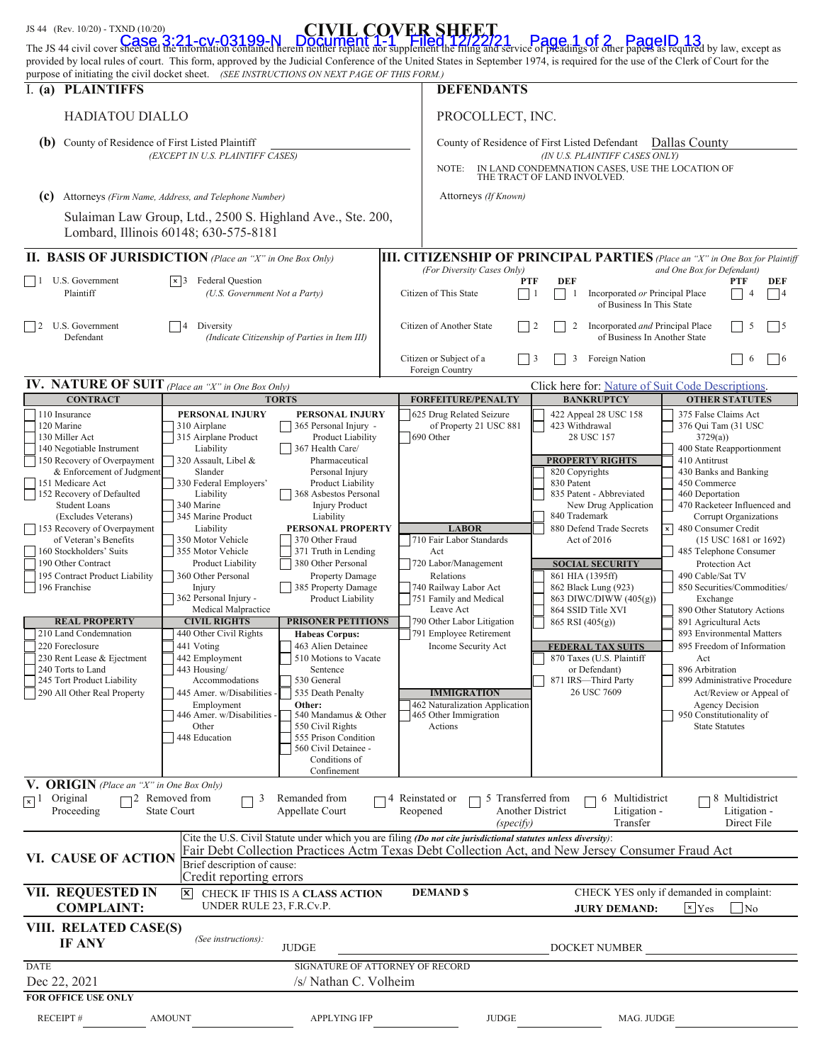JS 44 (Rev. 10/20) - TXND (10/20)

# CIVIL COVER SHEET

The JS 44 civil cover sheet and the information contained herein neither replace nor supplement the filing and service of pleadings or other papers as required by law, except as provided by local rules of court. This form, approved by the Judicial Conference of the United States in September 1974, is required for the use of the Clerk of Court for the purpose of initiating the civil docket sheet. *(SEE INSTRUCTIONS ON NEXT PAGE OF THIS FORM.)*

## I. (a) PLAINTIFFS

HADIATOU DIALLO

**(b)** County of Residence of First Listed Plaintiff
*(EXCEPT IN U.S. PLAINTIFF CASES)*

**(c)** Attorneys *(Firm Name, Address, and Telephone Number)*

Sulaiman Law Group, Ltd., 2500 S. Highland Ave., Ste. 200, Lombard, Illinois 60148; 630-575-8181

## DEFENDANTS

PROCOLLECT, INC.

County of Residence of First Listed Defendant: Dallas County
*(IN U.S. PLAINTIFF CASES ONLY)*

NOTE: IN LAND CONDEMNATION CASES, USE THE LOCATION OF THE TRACT OF LAND INVOLVED.

Attorneys *(If Known)*

## II. BASIS OF JURISDICTION *(Place an "X" in One Box Only)*

- ☐ 1 U.S. Government Plaintiff
- ☒ 3 Federal Question (U.S. Government Not a Party)
- ☐ 2 U.S. Government Defendant
- ☐ 4 Diversity (Indicate Citizenship of Parties in Item III)

## III. CITIZENSHIP OF PRINCIPAL PARTIES *(Place an "X" in One Box for Plaintiff and One Box for Defendant)*
*(For Diversity Cases Only)*

| | PTF | DEF | | PTF | DEF |
|---|---|---|---|---|---|
| Citizen of This State | ☐ 1 | ☐ 1 | Incorporated *or* Principal Place of Business In This State | ☐ 4 | ☐ 4 |
| Citizen of Another State | ☐ 2 | ☐ 2 | Incorporated *and* Principal Place of Business In Another State | ☐ 5 | ☐ 5 |
| Citizen or Subject of a Foreign Country | ☐ 3 | ☐ 3 | Foreign Nation | ☐ 6 | ☐ 6 |

## IV. NATURE OF SUIT *(Place an "X" in One Box Only)*

Click here for: Nature of Suit Code Descriptions.

**CONTRACT:** ☐ 110 Insurance; ☐ 120 Marine; ☐ 130 Miller Act; ☐ 140 Negotiable Instrument; ☐ 150 Recovery of Overpayment & Enforcement of Judgment; ☐ 151 Medicare Act; ☐ 152 Recovery of Defaulted Student Loans (Excludes Veterans); ☐ 153 Recovery of Overpayment of Veteran's Benefits; ☐ 160 Stockholders' Suits; ☐ 190 Other Contract; ☐ 195 Contract Product Liability; ☐ 196 Franchise

**REAL PROPERTY:** ☐ 210 Land Condemnation; ☐ 220 Foreclosure; ☐ 230 Rent Lease & Ejectment; ☐ 240 Torts to Land; ☐ 245 Tort Product Liability; ☐ 290 All Other Real Property

**TORTS — PERSONAL INJURY:** 310 Airplane; 315 Airplane Product Liability; 320 Assault, Libel & Slander; 330 Federal Employers' Liability; 340 Marine; 345 Marine Product Liability; 350 Motor Vehicle; 355 Motor Vehicle Product Liability; 360 Other Personal Injury; 362 Personal Injury - Medical Malpractice

**TORTS — PERSONAL INJURY:** ☐ 365 Personal Injury - Product Liability; ☐ 367 Health Care/ Pharmaceutical Personal Injury Product Liability; ☐ 368 Asbestos Personal Injury Product Liability

**PERSONAL PROPERTY:** ☐ 370 Other Fraud; ☐ 371 Truth in Lending; ☐ 380 Other Personal Property Damage; ☐ 385 Property Damage Product Liability

**CIVIL RIGHTS:** 440 Other Civil Rights; 441 Voting; 442 Employment; 443 Housing/ Accommodations; 445 Amer. w/Disabilities - Employment; 446 Amer. w/Disabilities - Other; 448 Education

**PRISONER PETITIONS:** Habeas Corpus: 463 Alien Detainee; 510 Motions to Vacate Sentence; 530 General; 535 Death Penalty; Other: 540 Mandamus & Other; 550 Civil Rights; 555 Prison Condition; 560 Civil Detainee - Conditions of Confinement

**FORFEITURE/PENALTY:** 625 Drug Related Seizure of Property 21 USC 881; 690 Other

**LABOR:** 710 Fair Labor Standards Act; 720 Labor/Management Relations; 740 Railway Labor Act; 751 Family and Medical Leave Act; 790 Other Labor Litigation; 791 Employee Retirement Income Security Act

**IMMIGRATION:** 462 Naturalization Application; 465 Other Immigration Actions

**BANKRUPTCY:** 422 Appeal 28 USC 158; 423 Withdrawal 28 USC 157

**PROPERTY RIGHTS:** 820 Copyrights; 830 Patent; 835 Patent - Abbreviated New Drug Application; 840 Trademark; 880 Defend Trade Secrets Act of 2016

**SOCIAL SECURITY:** 861 HIA (1395ff); 862 Black Lung (923); 863 DIWC/DIWW (405(g)); 864 SSID Title XVI; 865 RSI (405(g))

**FEDERAL TAX SUITS:** 870 Taxes (U.S. Plaintiff or Defendant); 871 IRS—Third Party 26 USC 7609

**OTHER STATUTES:** 375 False Claims Act; 376 Qui Tam (31 USC 3729(a)); 400 State Reapportionment; 410 Antitrust; 430 Banks and Banking; 450 Commerce; 460 Deportation; 470 Racketeer Influenced and Corrupt Organizations; ☒ 480 Consumer Credit (15 USC 1681 or 1692); 485 Telephone Consumer Protection Act; 490 Cable/Sat TV; 850 Securities/Commodities/ Exchange; 890 Other Statutory Actions; 891 Agricultural Acts; 893 Environmental Matters; 895 Freedom of Information Act; 896 Arbitration; 899 Administrative Procedure Act/Review or Appeal of Agency Decision; 950 Constitutionality of State Statutes

## V. ORIGIN *(Place an "X" in One Box Only)*

- ☒ 1 Original Proceeding
- ☐ 2 Removed from State Court
- ☐ 3 Remanded from Appellate Court
- ☐ 4 Reinstated or Reopened
- ☐ 5 Transferred from Another District *(specify)*
- ☐ 6 Multidistrict Litigation - Transfer
- ☐ 8 Multidistrict Litigation - Direct File

## VI. CAUSE OF ACTION

Cite the U.S. Civil Statute under which you are filing *(Do not cite jurisdictional statutes unless diversity)*:
Fair Debt Collection Practices Actm Texas Debt Collection Act, and New Jersey Consumer Fraud Act

Brief description of cause:
Credit reporting errors

## VII. REQUESTED IN COMPLAINT:

☒ CHECK IF THIS IS A CLASS ACTION UNDER RULE 23, F.R.Cv.P.

DEMAND $

CHECK YES only if demanded in complaint:
JURY DEMAND: ☒ Yes ☐ No

## VIII. RELATED CASE(S) IF ANY

*(See instructions)*: JUDGE ______ DOCKET NUMBER ______

DATE: Dec 22, 2021

SIGNATURE OF ATTORNEY OF RECORD: /s/ Nathan C. Volheim

**FOR OFFICE USE ONLY**

RECEIPT # ______ AMOUNT ______ APPLYING IFP ______ JUDGE ______ MAG. JUDGE ______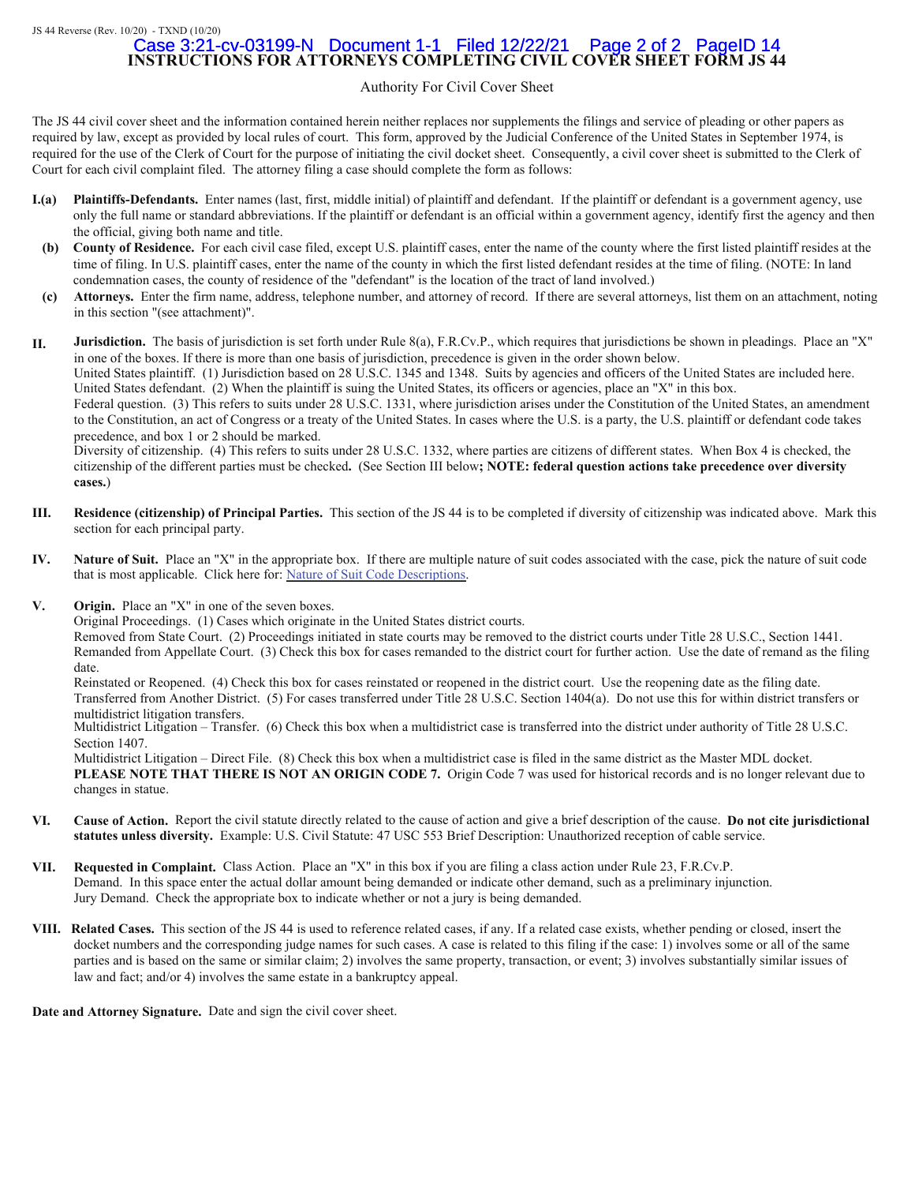# INSTRUCTIONS FOR ATTORNEYS COMPLETING CIVIL COVER SHEET FORM JS 44

Authority For Civil Cover Sheet

The JS 44 civil cover sheet and the information contained herein neither replaces nor supplements the filings and service of pleading or other papers as required by law, except as provided by local rules of court. This form, approved by the Judicial Conference of the United States in September 1974, is required for the use of the Clerk of Court for the purpose of initiating the civil docket sheet. Consequently, a civil cover sheet is submitted to the Clerk of Court for each civil complaint filed. The attorney filing a case should complete the form as follows:

**I.(a) Plaintiffs-Defendants.** Enter names (last, first, middle initial) of plaintiff and defendant. If the plaintiff or defendant is a government agency, use only the full name or standard abbreviations. If the plaintiff or defendant is an official within a government agency, identify first the agency and then the official, giving both name and title.

**(b) County of Residence.** For each civil case filed, except U.S. plaintiff cases, enter the name of the county where the first listed plaintiff resides at the time of filing. In U.S. plaintiff cases, enter the name of the county in which the first listed defendant resides at the time of filing. (NOTE: In land condemnation cases, the county of residence of the "defendant" is the location of the tract of land involved.)

**(c) Attorneys.** Enter the firm name, address, telephone number, and attorney of record. If there are several attorneys, list them on an attachment, noting in this section "(see attachment)".

**II. Jurisdiction.** The basis of jurisdiction is set forth under Rule 8(a), F.R.Cv.P., which requires that jurisdictions be shown in pleadings. Place an "X" in one of the boxes. If there is more than one basis of jurisdiction, precedence is given in the order shown below.
United States plaintiff. (1) Jurisdiction based on 28 U.S.C. 1345 and 1348. Suits by agencies and officers of the United States are included here.
United States defendant. (2) When the plaintiff is suing the United States, its officers or agencies, place an "X" in this box.
Federal question. (3) This refers to suits under 28 U.S.C. 1331, where jurisdiction arises under the Constitution of the United States, an amendment to the Constitution, an act of Congress or a treaty of the United States. In cases where the U.S. is a party, the U.S. plaintiff or defendant code takes precedence, and box 1 or 2 should be marked.
Diversity of citizenship. (4) This refers to suits under 28 U.S.C. 1332, where parties are citizens of different states. When Box 4 is checked, the citizenship of the different parties must be checked**.** (See Section III below**; NOTE: federal question actions take precedence over diversity cases.**)

**III. Residence (citizenship) of Principal Parties.** This section of the JS 44 is to be completed if diversity of citizenship was indicated above. Mark this section for each principal party.

**IV. Nature of Suit.** Place an "X" in the appropriate box. If there are multiple nature of suit codes associated with the case, pick the nature of suit code that is most applicable. Click here for: Nature of Suit Code Descriptions.

**V. Origin.** Place an "X" in one of the seven boxes.
Original Proceedings. (1) Cases which originate in the United States district courts.
Removed from State Court. (2) Proceedings initiated in state courts may be removed to the district courts under Title 28 U.S.C., Section 1441.
Remanded from Appellate Court. (3) Check this box for cases remanded to the district court for further action. Use the date of remand as the filing date.
Reinstated or Reopened. (4) Check this box for cases reinstated or reopened in the district court. Use the reopening date as the filing date.
Transferred from Another District. (5) For cases transferred under Title 28 U.S.C. Section 1404(a). Do not use this for within district transfers or multidistrict litigation transfers.
Multidistrict Litigation – Transfer. (6) Check this box when a multidistrict case is transferred into the district under authority of Title 28 U.S.C. Section 1407.
Multidistrict Litigation – Direct File. (8) Check this box when a multidistrict case is filed in the same district as the Master MDL docket.
**PLEASE NOTE THAT THERE IS NOT AN ORIGIN CODE 7.** Origin Code 7 was used for historical records and is no longer relevant due to changes in statue.

**VI. Cause of Action.** Report the civil statute directly related to the cause of action and give a brief description of the cause. **Do not cite jurisdictional statutes unless diversity.** Example: U.S. Civil Statute: 47 USC 553 Brief Description: Unauthorized reception of cable service.

**VII. Requested in Complaint.** Class Action. Place an "X" in this box if you are filing a class action under Rule 23, F.R.Cv.P.
Demand. In this space enter the actual dollar amount being demanded or indicate other demand, such as a preliminary injunction.
Jury Demand. Check the appropriate box to indicate whether or not a jury is being demanded.

**VIII. Related Cases.** This section of the JS 44 is used to reference related cases, if any. If a related case exists, whether pending or closed, insert the docket numbers and the corresponding judge names for such cases. A case is related to this filing if the case: 1) involves some or all of the same parties and is based on the same or similar claim; 2) involves the same property, transaction, or event; 3) involves substantially similar issues of law and fact; and/or 4) involves the same estate in a bankruptcy appeal.

**Date and Attorney Signature.** Date and sign the civil cover sheet.